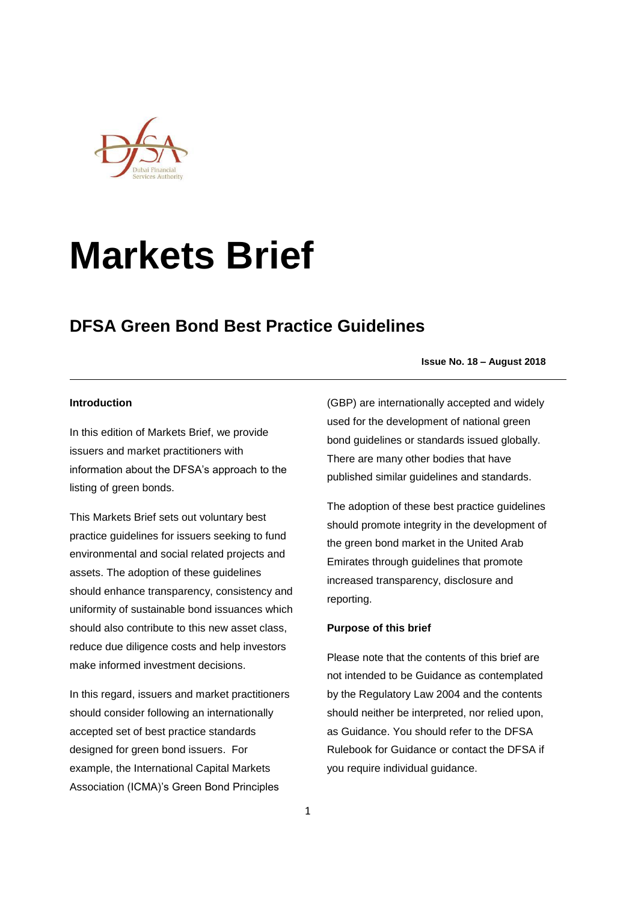# Markets Brief

## DFSA Green Bond Best Practice Guidelines

**Issue No. 18 – August 2018**

---

**Introduction**

In this edition of Markets Brief, we provide issuers and market practitioners with information about the DFSA's approach to the listing of green bonds.

This Markets Brief sets out voluntary best practice guidelines for issuers seeking to fund environmental and social related projects and assets. The adoption of these guidelines should enhance transparency, consistency and uniformity of sustainable bond issuances which should also contribute to this new asset class, reduce due diligence costs and help investors make informed investment decisions.

In this regard, issuers and market practitioners should consider following an internationally accepted set of best practice standards designed for green bond issuers. For example, the International Capital Markets Association (ICMA)'s Green Bond Principles (GBP) are internationally accepted and widely used for the development of national green bond guidelines or standards issued globally. There are many other bodies that have published similar guidelines and standards.

The adoption of these best practice guidelines should promote integrity in the development of the green bond market in the United Arab Emirates through guidelines that promote increased transparency, disclosure and reporting.

**Purpose of this brief**

Please note that the contents of this brief are not intended to be Guidance as contemplated by the Regulatory Law 2004 and the contents should neither be interpreted, nor relied upon, as Guidance. You should refer to the DFSA Rulebook for Guidance or contact the DFSA if you require individual guidance.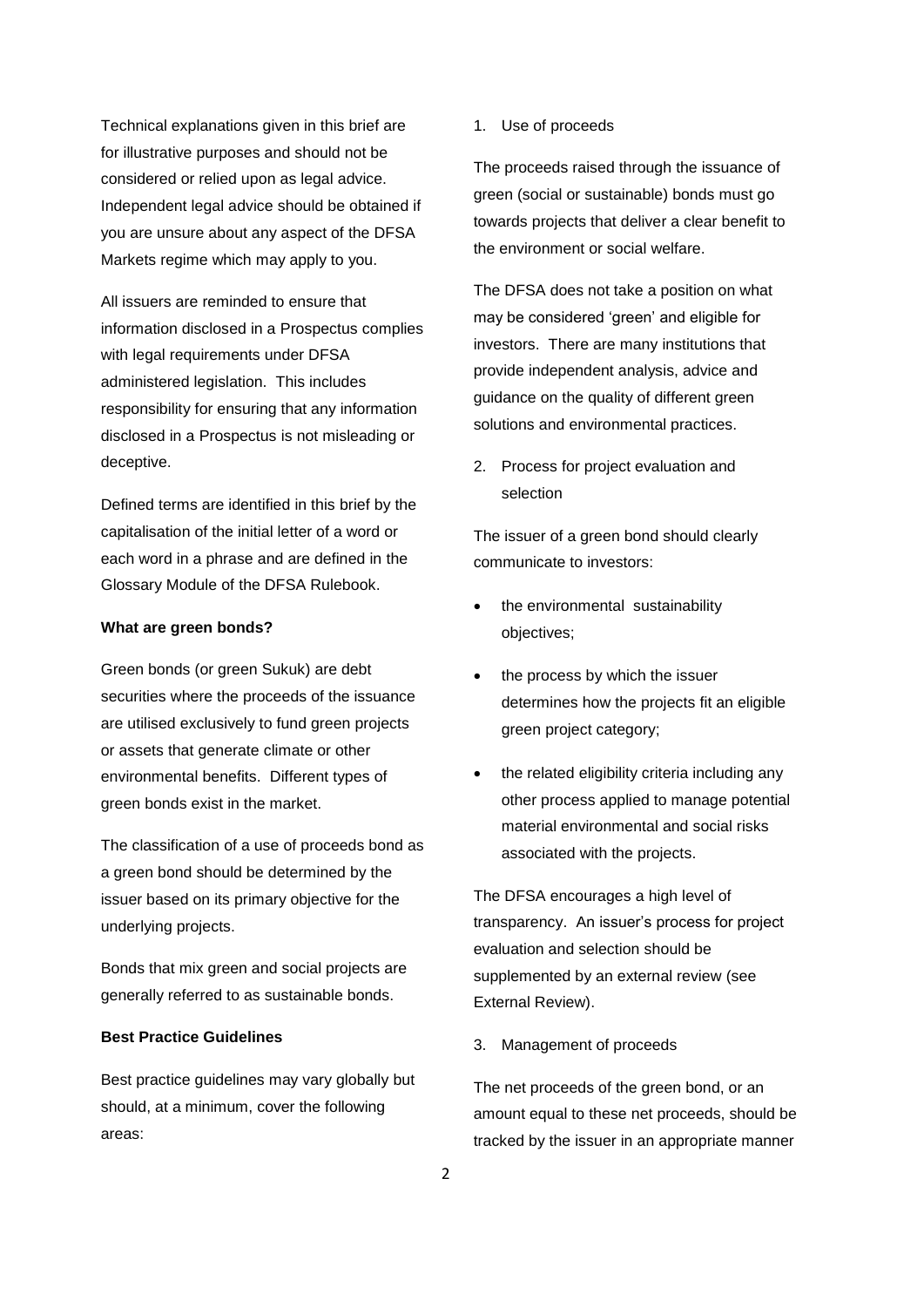Technical explanations given in this brief are for illustrative purposes and should not be considered or relied upon as legal advice. Independent legal advice should be obtained if you are unsure about any aspect of the DFSA Markets regime which may apply to you.

All issuers are reminded to ensure that information disclosed in a Prospectus complies with legal requirements under DFSA administered legislation. This includes responsibility for ensuring that any information disclosed in a Prospectus is not misleading or deceptive.

Defined terms are identified in this brief by the capitalisation of the initial letter of a word or each word in a phrase and are defined in the Glossary Module of the DFSA Rulebook.

**What are green bonds?**

Green bonds (or green Sukuk) are debt securities where the proceeds of the issuance are utilised exclusively to fund green projects or assets that generate climate or other environmental benefits. Different types of green bonds exist in the market.

The classification of a use of proceeds bond as a green bond should be determined by the issuer based on its primary objective for the underlying projects.

Bonds that mix green and social projects are generally referred to as sustainable bonds.

**Best Practice Guidelines**

Best practice guidelines may vary globally but should, at a minimum, cover the following areas:

1. Use of proceeds

The proceeds raised through the issuance of green (social or sustainable) bonds must go towards projects that deliver a clear benefit to the environment or social welfare.

The DFSA does not take a position on what may be considered 'green' and eligible for investors. There are many institutions that provide independent analysis, advice and guidance on the quality of different green solutions and environmental practices.

2. Process for project evaluation and selection

The issuer of a green bond should clearly communicate to investors:

- the environmental sustainability objectives;
- the process by which the issuer determines how the projects fit an eligible green project category;
- the related eligibility criteria including any other process applied to manage potential material environmental and social risks associated with the projects.

The DFSA encourages a high level of transparency. An issuer's process for project evaluation and selection should be supplemented by an external review (see External Review).

3. Management of proceeds

The net proceeds of the green bond, or an amount equal to these net proceeds, should be tracked by the issuer in an appropriate manner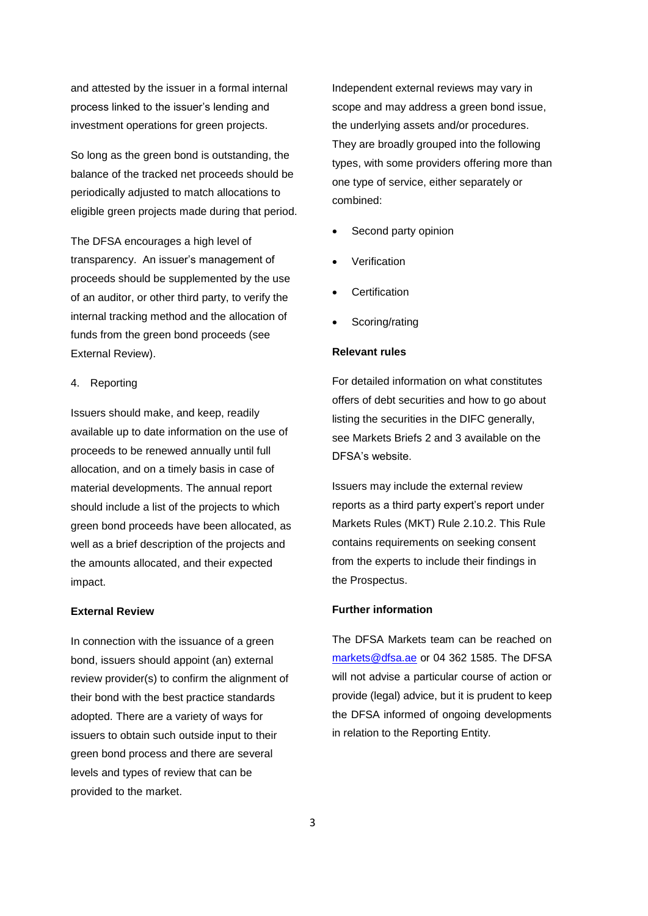and attested by the issuer in a formal internal process linked to the issuer's lending and investment operations for green projects.

So long as the green bond is outstanding, the balance of the tracked net proceeds should be periodically adjusted to match allocations to eligible green projects made during that period.

The DFSA encourages a high level of transparency. An issuer's management of proceeds should be supplemented by the use of an auditor, or other third party, to verify the internal tracking method and the allocation of funds from the green bond proceeds (see External Review).

4. Reporting

Issuers should make, and keep, readily available up to date information on the use of proceeds to be renewed annually until full allocation, and on a timely basis in case of material developments. The annual report should include a list of the projects to which green bond proceeds have been allocated, as well as a brief description of the projects and the amounts allocated, and their expected impact.

**External Review**

In connection with the issuance of a green bond, issuers should appoint (an) external review provider(s) to confirm the alignment of their bond with the best practice standards adopted. There are a variety of ways for issuers to obtain such outside input to their green bond process and there are several levels and types of review that can be provided to the market.

Independent external reviews may vary in scope and may address a green bond issue, the underlying assets and/or procedures. They are broadly grouped into the following types, with some providers offering more than one type of service, either separately or combined:

- Second party opinion
- Verification
- Certification
- Scoring/rating

**Relevant rules**

For detailed information on what constitutes offers of debt securities and how to go about listing the securities in the DIFC generally, see Markets Briefs 2 and 3 available on the DFSA's website.

Issuers may include the external review reports as a third party expert's report under Markets Rules (MKT) Rule 2.10.2. This Rule contains requirements on seeking consent from the experts to include their findings in the Prospectus.

**Further information**

The DFSA Markets team can be reached on markets@dfsa.ae or 04 362 1585. The DFSA will not advise a particular course of action or provide (legal) advice, but it is prudent to keep the DFSA informed of ongoing developments in relation to the Reporting Entity.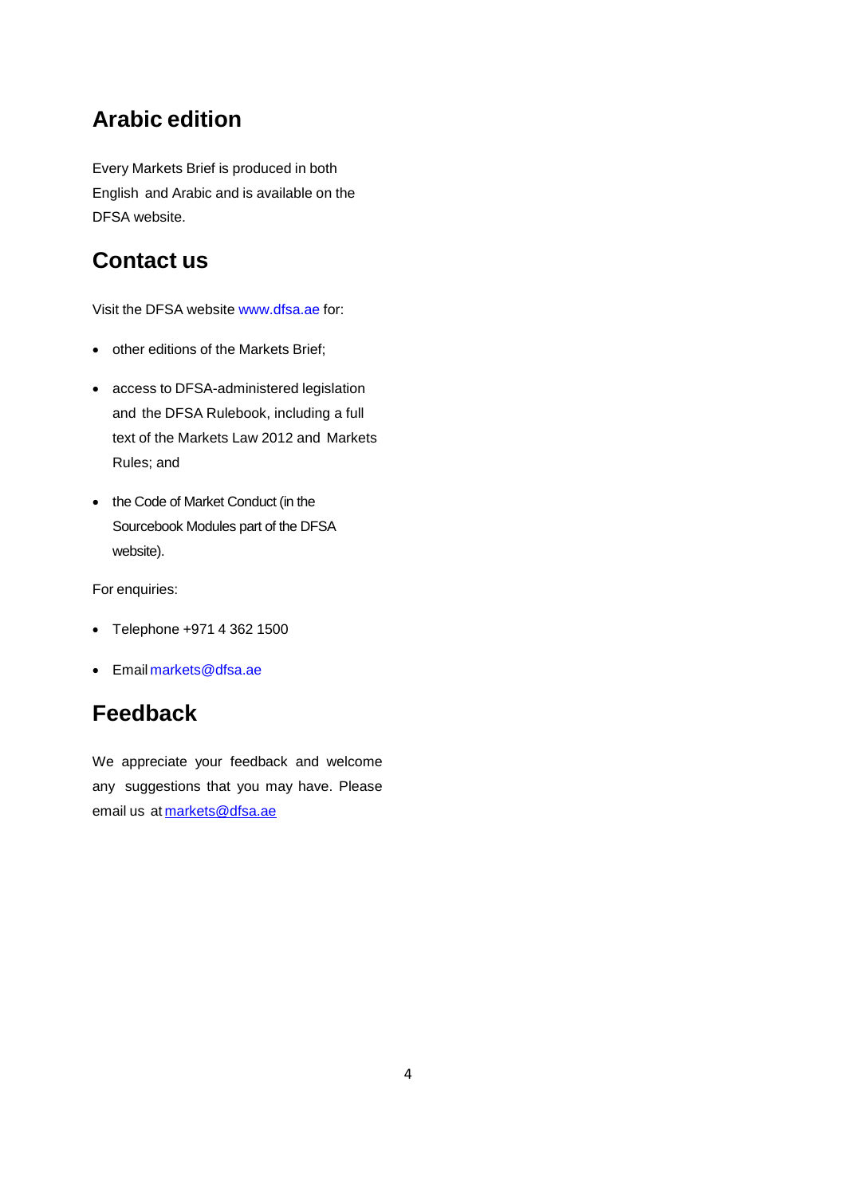## Arabic edition

Every Markets Brief is produced in both English and Arabic and is available on the DFSA website.

## Contact us

Visit the DFSA website www.dfsa.ae for:

- other editions of the Markets Brief;
- access to DFSA-administered legislation and the DFSA Rulebook, including a full text of the Markets Law 2012 and Markets Rules; and
- the Code of Market Conduct (in the Sourcebook Modules part of the DFSA website).

For enquiries:

- Telephone +971 4 362 1500
- Email markets@dfsa.ae

## Feedback

We appreciate your feedback and welcome any suggestions that you may have. Please email us at markets@dfsa.ae